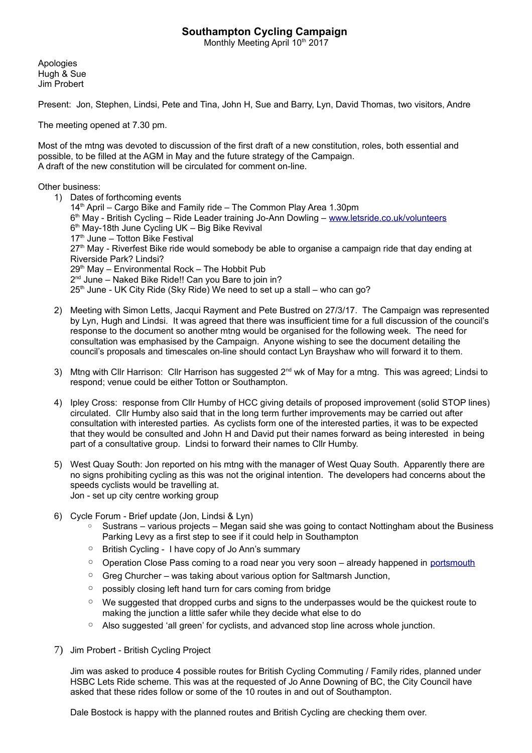# Southampton Cycling Campaign

Monthly Meeting April 10th 2017

Apologies
Hugh & Sue
Jim Probert

Present: Jon, Stephen, Lindsi, Pete and Tina, John H, Sue and Barry, Lyn, David Thomas, two visitors, Andre

The meeting opened at 7.30 pm.

Most of the mtng was devoted to discussion of the first draft of a new constitution, roles, both essential and possible, to be filled at the AGM in May and the future strategy of the Campaign.
A draft of the new constitution will be circulated for comment on-line.

Other business:

1) Dates of forthcoming events
   14th April – Cargo Bike and Family ride – The Common Play Area 1.30pm
   6th May - British Cycling – Ride Leader training Jo-Ann Dowling – www.letsride.co.uk/volunteers
   6th May-18th June Cycling UK – Big Bike Revival
   17th June – Totton Bike Festival
   27th May - Riverfest Bike ride would somebody be able to organise a campaign ride that day ending at Riverside Park? Lindsi?
   29th May – Environmental Rock – The Hobbit Pub
   2nd June – Naked Bike Ride!! Can you Bare to join in?
   25th June - UK City Ride (Sky Ride) We need to set up a stall – who can go?

2) Meeting with Simon Letts, Jacqui Rayment and Pete Bustred on 27/3/17. The Campaign was represented by Lyn, Hugh and Lindsi. It was agreed that there was insufficient time for a full discussion of the council's response to the document so another mtng would be organised for the following week. The need for consultation was emphasised by the Campaign. Anyone wishing to see the document detailing the council's proposals and timescales on-line should contact Lyn Brayshaw who will forward it to them.

3) Mtng with Cllr Harrison: Cllr Harrison has suggested 2nd wk of May for a mtng. This was agreed; Lindsi to respond; venue could be either Totton or Southampton.

4) Ipley Cross: response from Cllr Humby of HCC giving details of proposed improvement (solid STOP lines) circulated. Cllr Humby also said that in the long term further improvements may be carried out after consultation with interested parties. As cyclists form one of the interested parties, it was to be expected that they would be consulted and John H and David put their names forward as being interested in being part of a consultative group. Lindsi to forward their names to Cllr Humby.

5) West Quay South: Jon reported on his mtng with the manager of West Quay South. Apparently there are no signs prohibiting cycling as this was not the original intention. The developers had concerns about the speeds cyclists would be travelling at.
   Jon - set up city centre working group

6) Cycle Forum - Brief update (Jon, Lindsi & Lyn)
   - Sustrans – various projects – Megan said she was going to contact Nottingham about the Business Parking Levy as a first step to see if it could help in Southampton
   - British Cycling - I have copy of Jo Ann's summary
   - Operation Close Pass coming to a road near you very soon – already happened in portsmouth
   - Greg Churcher – was taking about various option for Saltmarsh Junction,
   - possibly closing left hand turn for cars coming from bridge
   - We suggested that dropped curbs and signs to the underpasses would be the quickest route to making the junction a little safer while they decide what else to do
   - Also suggested 'all green' for cyclists, and advanced stop line across whole junction.

7) Jim Probert - British Cycling Project

   Jim was asked to produce 4 possible routes for British Cycling Commuting / Family rides, planned under HSBC Lets Ride scheme. This was at the requested of Jo Anne Downing of BC, the City Council have asked that these rides follow or some of the 10 routes in and out of Southampton.

   Dale Bostock is happy with the planned routes and British Cycling are checking them over.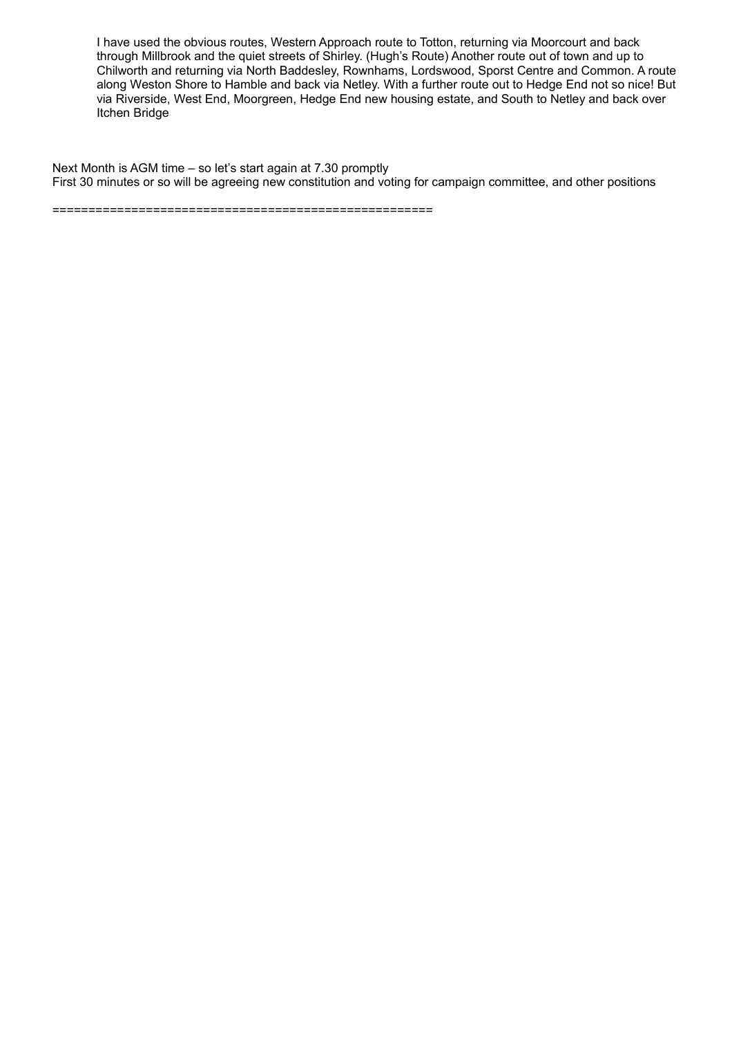I have used the obvious routes, Western Approach route to Totton, returning via Moorcourt and back through Millbrook and the quiet streets of Shirley. (Hugh's Route) Another route out of town and up to Chilworth and returning via North Baddesley, Rownhams, Lordswood, Sporst Centre and Common. A route along Weston Shore to Hamble and back via Netley. With a further route out to Hedge End not so nice! But via Riverside, West End, Moorgreen, Hedge End new housing estate, and South to Netley and back over Itchen Bridge

Next Month is AGM time – so let's start again at 7.30 promptly
First 30 minutes or so will be agreeing new constitution and voting for campaign committee, and other positions

====================================================